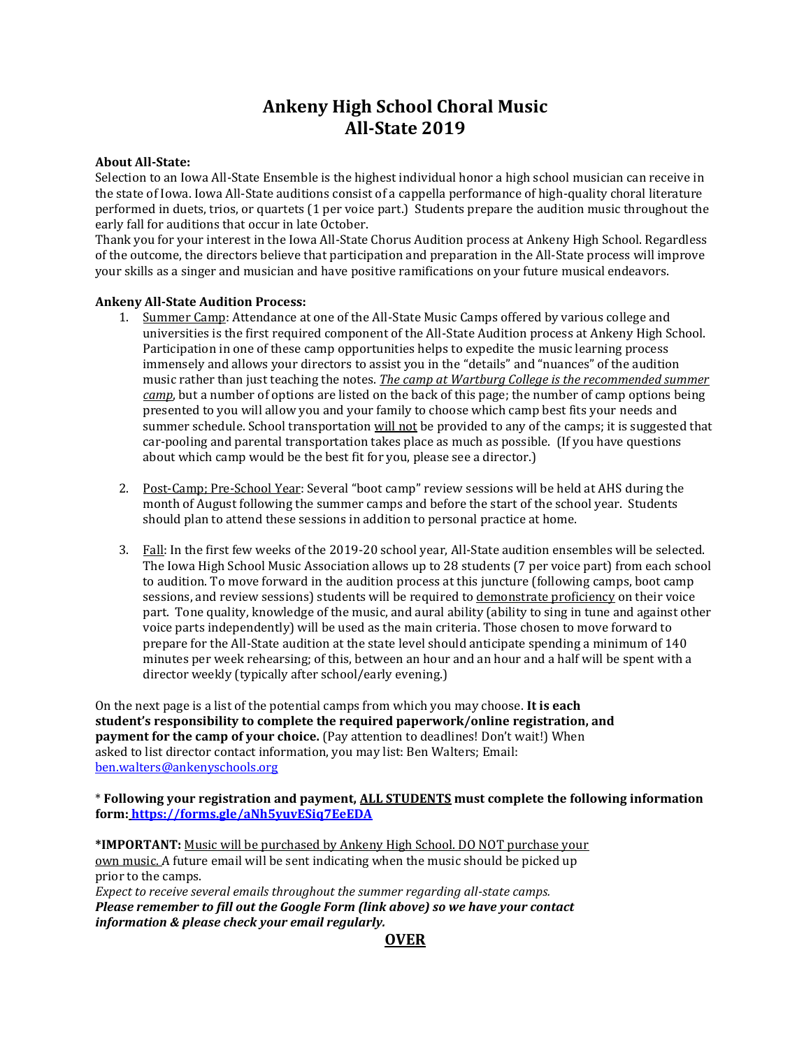# Ankeny High School Choral Music
# All-State 2019

**About All-State:**
Selection to an Iowa All-State Ensemble is the highest individual honor a high school musician can receive in the state of Iowa. Iowa All-State auditions consist of a cappella performance of high-quality choral literature performed in duets, trios, or quartets (1 per voice part.) Students prepare the audition music throughout the early fall for auditions that occur in late October.
Thank you for your interest in the Iowa All-State Chorus Audition process at Ankeny High School. Regardless of the outcome, the directors believe that participation and preparation in the All-State process will improve your skills as a singer and musician and have positive ramifications on your future musical endeavors.

**Ankeny All-State Audition Process:**

1. Summer Camp: Attendance at one of the All-State Music Camps offered by various college and universities is the first required component of the All-State Audition process at Ankeny High School. Participation in one of these camp opportunities helps to expedite the music learning process immensely and allows your directors to assist you in the "details" and "nuances" of the audition music rather than just teaching the notes. *The camp at Wartburg College is the recommended summer camp*, but a number of options are listed on the back of this page; the number of camp options being presented to you will allow you and your family to choose which camp best fits your needs and summer schedule. School transportation will not be provided to any of the camps; it is suggested that car-pooling and parental transportation takes place as much as possible. (If you have questions about which camp would be the best fit for you, please see a director.)

2. Post-Camp; Pre-School Year: Several "boot camp" review sessions will be held at AHS during the month of August following the summer camps and before the start of the school year. Students should plan to attend these sessions in addition to personal practice at home.

3. Fall: In the first few weeks of the 2019-20 school year, All-State audition ensembles will be selected. The Iowa High School Music Association allows up to 28 students (7 per voice part) from each school to audition. To move forward in the audition process at this juncture (following camps, boot camp sessions, and review sessions) students will be required to demonstrate proficiency on their voice part. Tone quality, knowledge of the music, and aural ability (ability to sing in tune and against other voice parts independently) will be used as the main criteria. Those chosen to move forward to prepare for the All-State audition at the state level should anticipate spending a minimum of 140 minutes per week rehearsing; of this, between an hour and an hour and a half will be spent with a director weekly (typically after school/early evening.)

On the next page is a list of the potential camps from which you may choose. **It is each student's responsibility to complete the required paperwork/online registration, and payment for the camp of your choice.** (Pay attention to deadlines! Don't wait!) When asked to list director contact information, you may list: Ben Walters; Email: ben.walters@ankenyschools.org

* **Following your registration and payment, ALL STUDENTS must complete the following information form: https://forms.gle/aNh5yuvESiq7EeEDA**

***IMPORTANT:** Music will be purchased by Ankeny High School. DO NOT purchase your own music. A future email will be sent indicating when the music should be picked up prior to the camps.
*Expect to receive several emails throughout the summer regarding all-state camps.*
***Please remember to fill out the Google Form (link above) so we have your contact information & please check your email regularly.***

**OVER**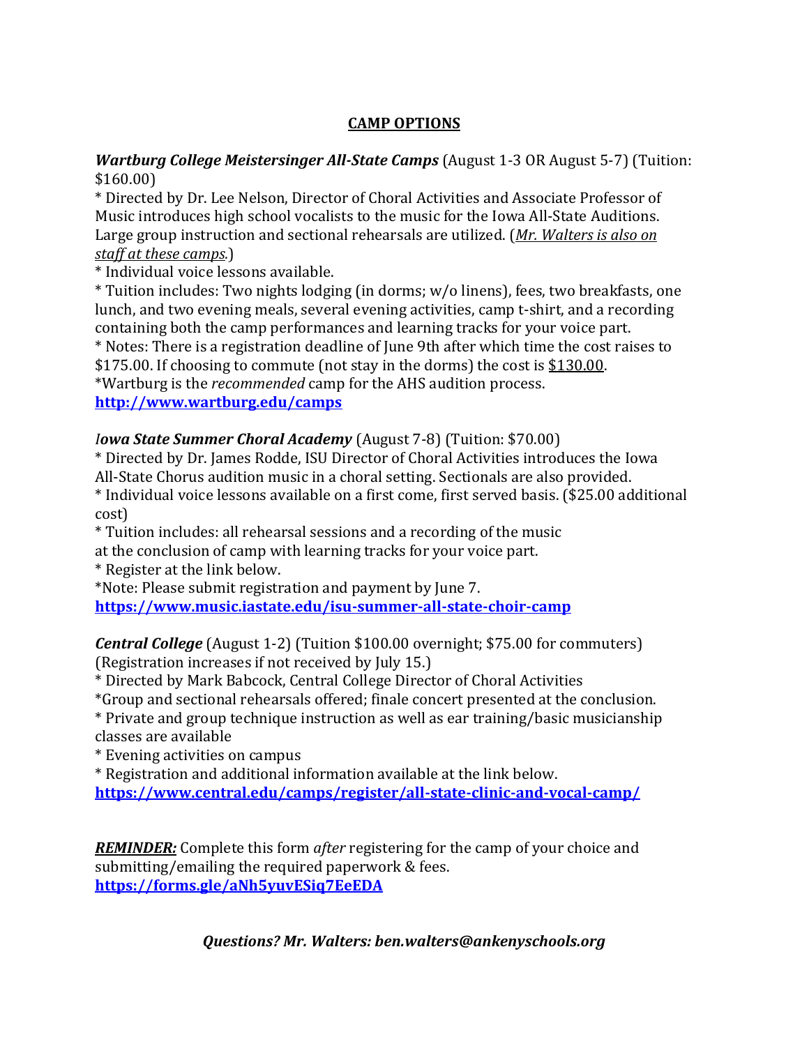## CAMP OPTIONS

***Wartburg College Meistersinger All-State Camps*** (August 1-3 OR August 5-7) (Tuition: $160.00)

* Directed by Dr. Lee Nelson, Director of Choral Activities and Associate Professor of Music introduces high school vocalists to the music for the Iowa All-State Auditions. Large group instruction and sectional rehearsals are utilized. (*Mr. Walters is also on staff at these camps.*)
* Individual voice lessons available.
* Tuition includes: Two nights lodging (in dorms; w/o linens), fees, two breakfasts, one lunch, and two evening meals, several evening activities, camp t-shirt, and a recording containing both the camp performances and learning tracks for your voice part.
* Notes: There is a registration deadline of June 9th after which time the cost raises to $175.00. If choosing to commute (not stay in the dorms) the cost is $130.00.
* Wartburg is the *recommended* camp for the AHS audition process.

**http://www.wartburg.edu/camps**

***Iowa State Summer Choral Academy*** (August 7-8) (Tuition: $70.00)

* Directed by Dr. James Rodde, ISU Director of Choral Activities introduces the Iowa All-State Chorus audition music in a choral setting. Sectionals are also provided.
* Individual voice lessons available on a first come, first served basis. ($25.00 additional cost)
* Tuition includes: all rehearsal sessions and a recording of the music at the conclusion of camp with learning tracks for your voice part.
* Register at the link below.
* Note: Please submit registration and payment by June 7.

**https://www.music.iastate.edu/isu-summer-all-state-choir-camp**

***Central College*** (August 1-2) (Tuition $100.00 overnight; $75.00 for commuters) (Registration increases if not received by July 15.)

* Directed by Mark Babcock, Central College Director of Choral Activities
* Group and sectional rehearsals offered; finale concert presented at the conclusion.
* Private and group technique instruction as well as ear training/basic musicianship classes are available
* Evening activities on campus
* Registration and additional information available at the link below.

**https://www.central.edu/camps/register/all-state-clinic-and-vocal-camp/**

***REMINDER:*** Complete this form *after* registering for the camp of your choice and submitting/emailing the required paperwork & fees.
**https://forms.gle/aNh5yuvESiq7EeEDA**

***Questions? Mr. Walters: ben.walters@ankenyschools.org***